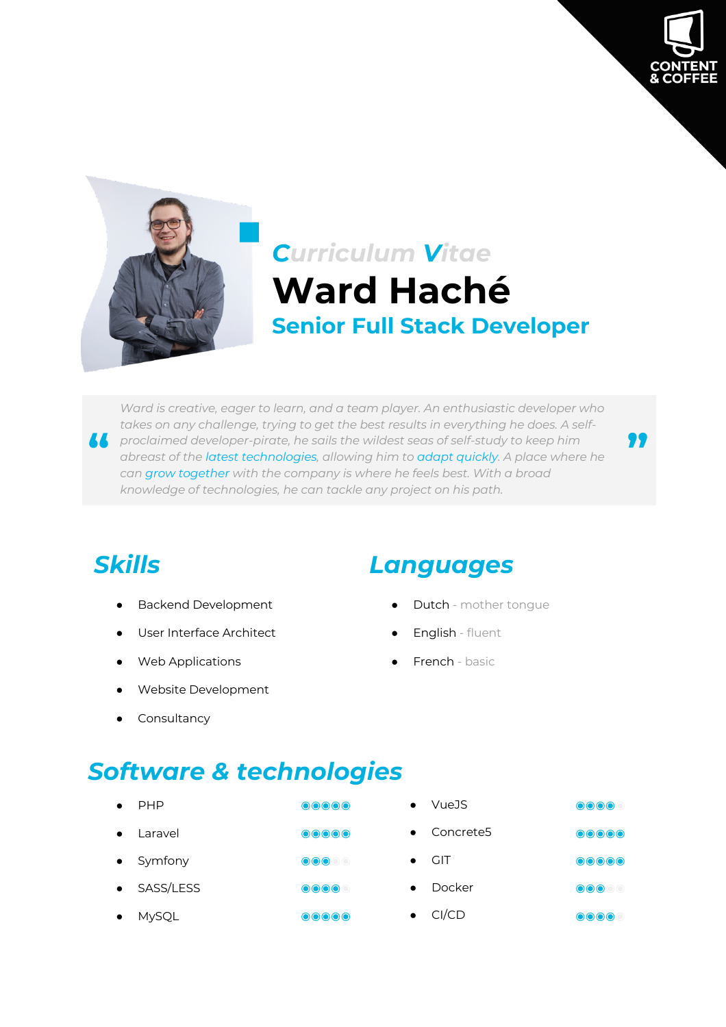CONTENT & COFFEE

*Curriculum Vitae*

# Ward Haché

## Senior Full Stack Developer

> *Ward is creative, eager to learn, and a team player. An enthusiastic developer who takes on any challenge, trying to get the best results in everything he does. A self-proclaimed developer-pirate, he sails the wildest seas of self-study to keep him abreast of the latest technologies, allowing him to adapt quickly. A place where he can grow together with the company is where he feels best. With a broad knowledge of technologies, he can tackle any project on his path.*

## Skills

- Backend Development
- User Interface Architect
- Web Applications
- Website Development
- Consultancy

## Languages

- Dutch - mother tongue
- English - fluent
- French - basic

## Software & technologies

| Technology | Level (out of 5) |
|---|---|
| PHP | 5 |
| Laravel | 5 |
| Symfony | 3 |
| SASS/LESS | 4 |
| MySQL | 5 |
| VueJS | 4 |
| Concrete5 | 5 |
| GIT | 5 |
| Docker | 3 |
| CI/CD | 4 |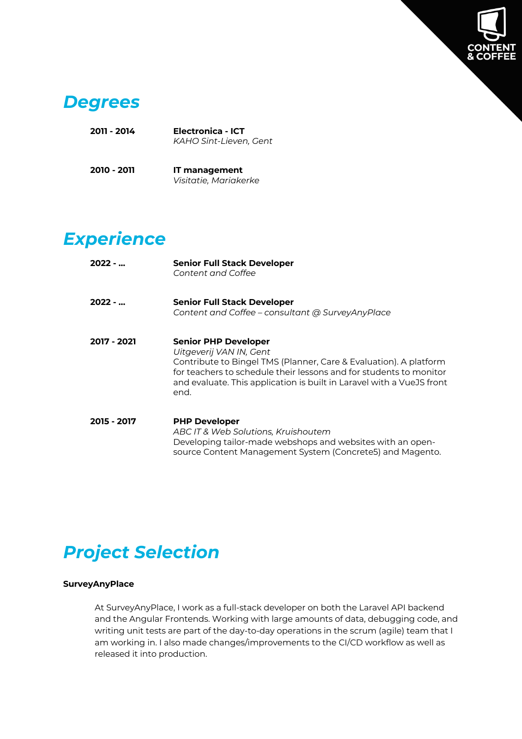## *Degrees*

**2011 - 2014** **Electronica - ICT**
*KAHO Sint-Lieven, Gent*

**2010 - 2011** **IT management**
*Visitatie, Mariakerke*

## *Experience*

**2022 - ...** **Senior Full Stack Developer**
*Content and Coffee*

**2022 - ...** **Senior Full Stack Developer**
*Content and Coffee – consultant @ SurveyAnyPlace*

**2017 - 2021** **Senior PHP Developer**
*Uitgeverij VAN IN, Gent*
Contribute to Bingel TMS (Planner, Care & Evaluation). A platform for teachers to schedule their lessons and for students to monitor and evaluate. This application is built in Laravel with a VueJS front end.

**2015 - 2017** **PHP Developer**
*ABC IT & Web Solutions, Kruishoutem*
Developing tailor-made webshops and websites with an open-source Content Management System (Concrete5) and Magento.

## *Project Selection*

**SurveyAnyPlace**

At SurveyAnyPlace, I work as a full-stack developer on both the Laravel API backend and the Angular Frontends. Working with large amounts of data, debugging code, and writing unit tests are part of the day-to-day operations in the scrum (agile) team that I am working in. I also made changes/improvements to the CI/CD workflow as well as released it into production.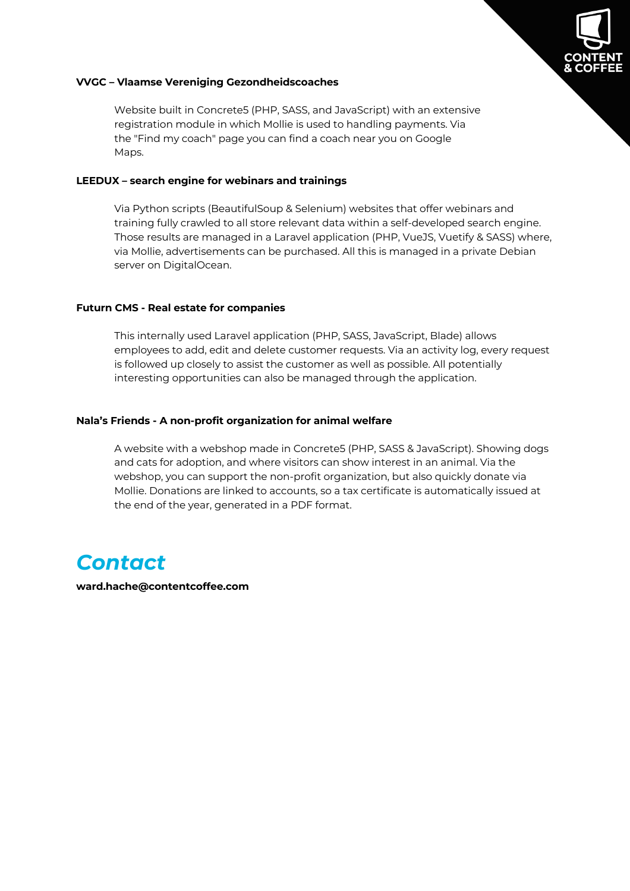**VVGC – Vlaamse Vereniging Gezondheidscoaches**

Website built in Concrete5 (PHP, SASS, and JavaScript) with an extensive registration module in which Mollie is used to handling payments. Via the "Find my coach" page you can find a coach near you on Google Maps.

**LEEDUX – search engine for webinars and trainings**

Via Python scripts (BeautifulSoup & Selenium) websites that offer webinars and training fully crawled to all store relevant data within a self-developed search engine. Those results are managed in a Laravel application (PHP, VueJS, Vuetify & SASS) where, via Mollie, advertisements can be purchased. All this is managed in a private Debian server on DigitalOcean.

**Futurn CMS - Real estate for companies**

This internally used Laravel application (PHP, SASS, JavaScript, Blade) allows employees to add, edit and delete customer requests. Via an activity log, every request is followed up closely to assist the customer as well as possible. All potentially interesting opportunities can also be managed through the application.

**Nala's Friends - A non-profit organization for animal welfare**

A website with a webshop made in Concrete5 (PHP, SASS & JavaScript). Showing dogs and cats for adoption, and where visitors can show interest in an animal. Via the webshop, you can support the non-profit organization, but also quickly donate via Mollie. Donations are linked to accounts, so a tax certificate is automatically issued at the end of the year, generated in a PDF format.

## *Contact*

**ward.hache@contentcoffee.com**